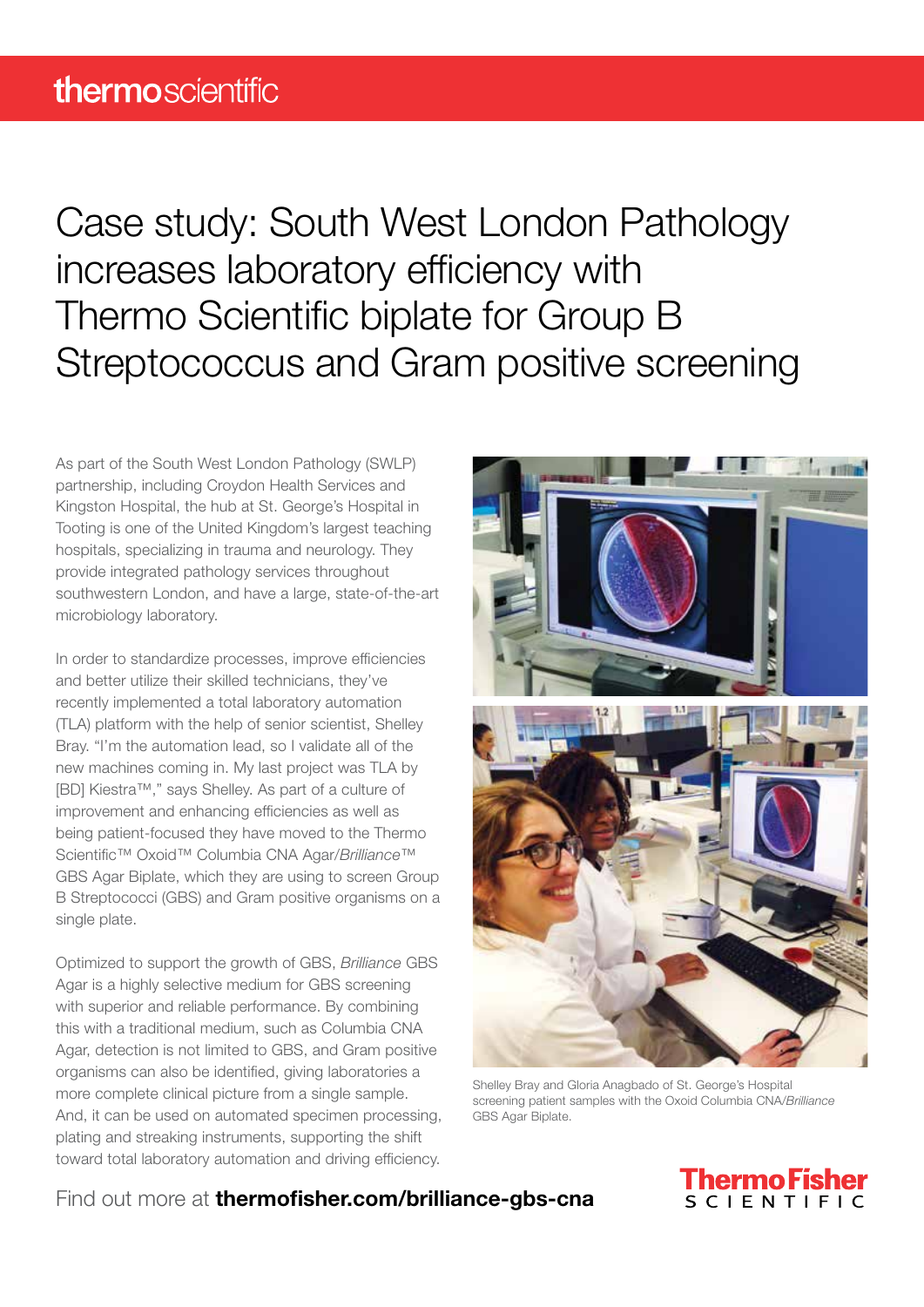thermo scientific

# Case study: South West London Pathology increases laboratory efficiency with Thermo Scientific biplate for Group B Streptococcus and Gram positive screening

As part of the South West London Pathology (SWLP) partnership, including Croydon Health Services and Kingston Hospital, the hub at St. George's Hospital in Tooting is one of the United Kingdom's largest teaching hospitals, specializing in trauma and neurology. They provide integrated pathology services throughout southwestern London, and have a large, state-of-the-art microbiology laboratory.

In order to standardize processes, improve efficiencies and better utilize their skilled technicians, they've recently implemented a total laboratory automation (TLA) platform with the help of senior scientist, Shelley Bray. "I'm the automation lead, so I validate all of the new machines coming in. My last project was TLA by [BD] Kiestra™," says Shelley. As part of a culture of improvement and enhancing efficiencies as well as being patient-focused they have moved to the Thermo Scientific™ Oxoid™ Columbia CNA Agar/*Brilliance*™ GBS Agar Biplate, which they are using to screen Group B Streptococci (GBS) and Gram positive organisms on a single plate.

Optimized to support the growth of GBS, *Brilliance* GBS Agar is a highly selective medium for GBS screening with superior and reliable performance. By combining this with a traditional medium, such as Columbia CNA Agar, detection is not limited to GBS, and Gram positive organisms can also be identified, giving laboratories a more complete clinical picture from a single sample. And, it can be used on automated specimen processing, plating and streaking instruments, supporting the shift toward total laboratory automation and driving efficiency.

Shelley Bray and Gloria Anagbado of St. George's Hospital screening patient samples with the Oxoid Columbia CNA/*Brilliance* GBS Agar Biplate.

Find out more at **thermofisher.com/brilliance-gbs-cna**

ThermoFisher SCIENTIFIC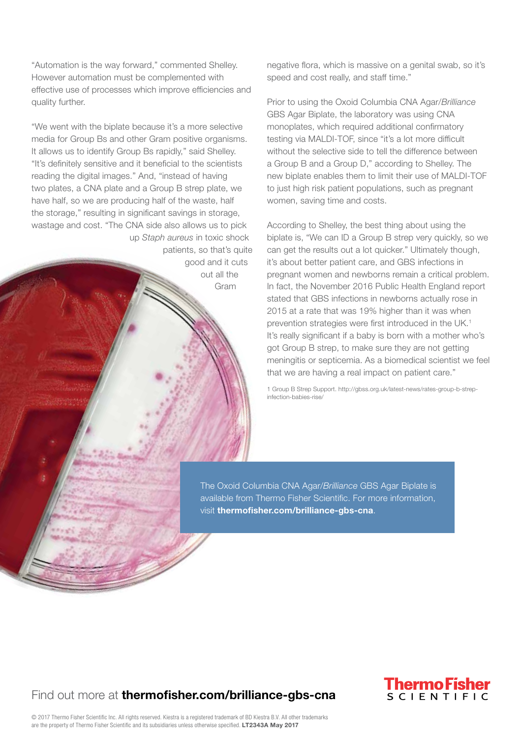"Automation is the way forward," commented Shelley. However automation must be complemented with effective use of processes which improve efficiencies and quality further.

"We went with the biplate because it's a more selective media for Group Bs and other Gram positive organisms. It allows us to identify Group Bs rapidly," said Shelley. "It's definitely sensitive and it beneficial to the scientists reading the digital images." And, "instead of having two plates, a CNA plate and a Group B strep plate, we have half, so we are producing half of the waste, half the storage," resulting in significant savings in storage, wastage and cost. "The CNA side also allows us to pick up *Staph aureus* in toxic shock patients, so that's quite good and it cuts out all the Gram negative flora, which is massive on a genital swab, so it's speed and cost really, and staff time."

Prior to using the Oxoid Columbia CNA Agar/*Brilliance* GBS Agar Biplate, the laboratory was using CNA monoplates, which required additional confirmatory testing via MALDI-TOF, since "it's a lot more difficult without the selective side to tell the difference between a Group B and a Group D," according to Shelley. The new biplate enables them to limit their use of MALDI-TOF to just high risk patient populations, such as pregnant women, saving time and costs.

According to Shelley, the best thing about using the biplate is, "We can ID a Group B strep very quickly, so we can get the results out a lot quicker." Ultimately though, it's about better patient care, and GBS infections in pregnant women and newborns remain a critical problem. In fact, the November 2016 Public Health England report stated that GBS infections in newborns actually rose in 2015 at a rate that was 19% higher than it was when prevention strategies were first introduced in the UK.[1] It's really significant if a baby is born with a mother who's got Group B strep, to make sure they are not getting meningitis or septicemia. As a biomedical scientist we feel that we are having a real impact on patient care."

1 Group B Strep Support. http://gbss.org.uk/latest-news/rates-group-b-strep-infection-babies-rise/

The Oxoid Columbia CNA Agar/*Brilliance* GBS Agar Biplate is available from Thermo Fisher Scientific. For more information, visit **thermofisher.com/brilliance-gbs-cna**.

Find out more at **thermofisher.com/brilliance-gbs-cna**

ThermoFisher SCIENTIFIC

© 2017 Thermo Fisher Scientific Inc. All rights reserved. Kiestra is a registered trademark of BD Kiestra B.V. All other trademarks are the property of Thermo Fisher Scientific and its subsidiaries unless otherwise specified. **LT2343A May 2017**